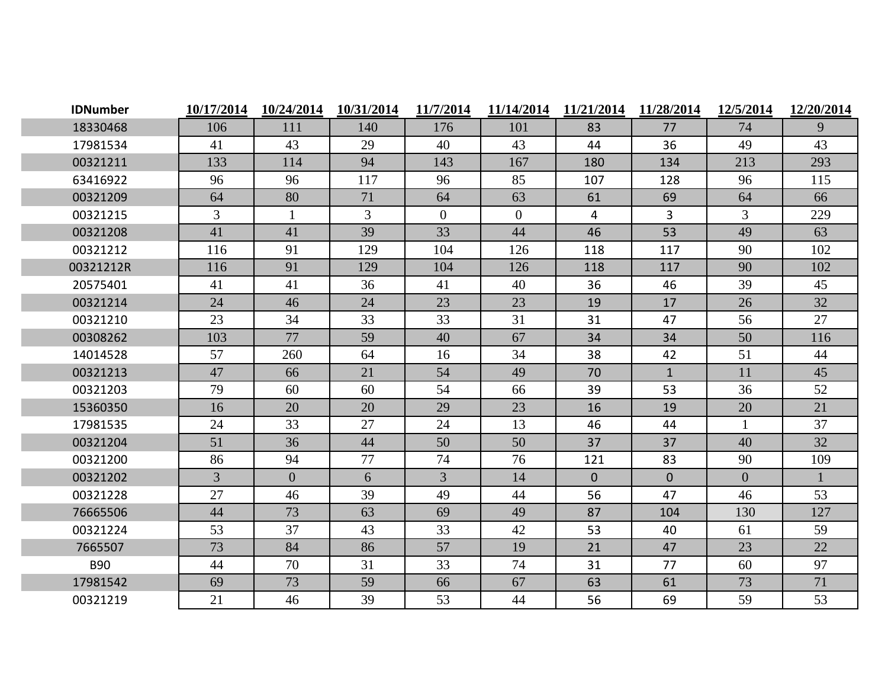| IDNumber | 10/17/2014 | 10/24/2014 | 10/31/2014 | 11/7/2014 | 11/14/2014 | 11/21/2014 | 11/28/2014 | 12/5/2014 | 12/20/2014 |
|---|---|---|---|---|---|---|---|---|---|
| 18330468 | 106 | 111 | 140 | 176 | 101 | 83 | 77 | 74 | 9 |
| 17981534 | 41 | 43 | 29 | 40 | 43 | 44 | 36 | 49 | 43 |
| 00321211 | 133 | 114 | 94 | 143 | 167 | 180 | 134 | 213 | 293 |
| 63416922 | 96 | 96 | 117 | 96 | 85 | 107 | 128 | 96 | 115 |
| 00321209 | 64 | 80 | 71 | 64 | 63 | 61 | 69 | 64 | 66 |
| 00321215 | 3 | 1 | 3 | 0 | 0 | 4 | 3 | 3 | 229 |
| 00321208 | 41 | 41 | 39 | 33 | 44 | 46 | 53 | 49 | 63 |
| 00321212 | 116 | 91 | 129 | 104 | 126 | 118 | 117 | 90 | 102 |
| 00321212R | 116 | 91 | 129 | 104 | 126 | 118 | 117 | 90 | 102 |
| 20575401 | 41 | 41 | 36 | 41 | 40 | 36 | 46 | 39 | 45 |
| 00321214 | 24 | 46 | 24 | 23 | 23 | 19 | 17 | 26 | 32 |
| 00321210 | 23 | 34 | 33 | 33 | 31 | 31 | 47 | 56 | 27 |
| 00308262 | 103 | 77 | 59 | 40 | 67 | 34 | 34 | 50 | 116 |
| 14014528 | 57 | 260 | 64 | 16 | 34 | 38 | 42 | 51 | 44 |
| 00321213 | 47 | 66 | 21 | 54 | 49 | 70 | 1 | 11 | 45 |
| 00321203 | 79 | 60 | 60 | 54 | 66 | 39 | 53 | 36 | 52 |
| 15360350 | 16 | 20 | 20 | 29 | 23 | 16 | 19 | 20 | 21 |
| 17981535 | 24 | 33 | 27 | 24 | 13 | 46 | 44 | 1 | 37 |
| 00321204 | 51 | 36 | 44 | 50 | 50 | 37 | 37 | 40 | 32 |
| 00321200 | 86 | 94 | 77 | 74 | 76 | 121 | 83 | 90 | 109 |
| 00321202 | 3 | 0 | 6 | 3 | 14 | 0 | 0 | 0 | 1 |
| 00321228 | 27 | 46 | 39 | 49 | 44 | 56 | 47 | 46 | 53 |
| 76665506 | 44 | 73 | 63 | 69 | 49 | 87 | 104 | 130 | 127 |
| 00321224 | 53 | 37 | 43 | 33 | 42 | 53 | 40 | 61 | 59 |
| 7665507 | 73 | 84 | 86 | 57 | 19 | 21 | 47 | 23 | 22 |
| B90 | 44 | 70 | 31 | 33 | 74 | 31 | 77 | 60 | 97 |
| 17981542 | 69 | 73 | 59 | 66 | 67 | 63 | 61 | 73 | 71 |
| 00321219 | 21 | 46 | 39 | 53 | 44 | 56 | 69 | 59 | 53 |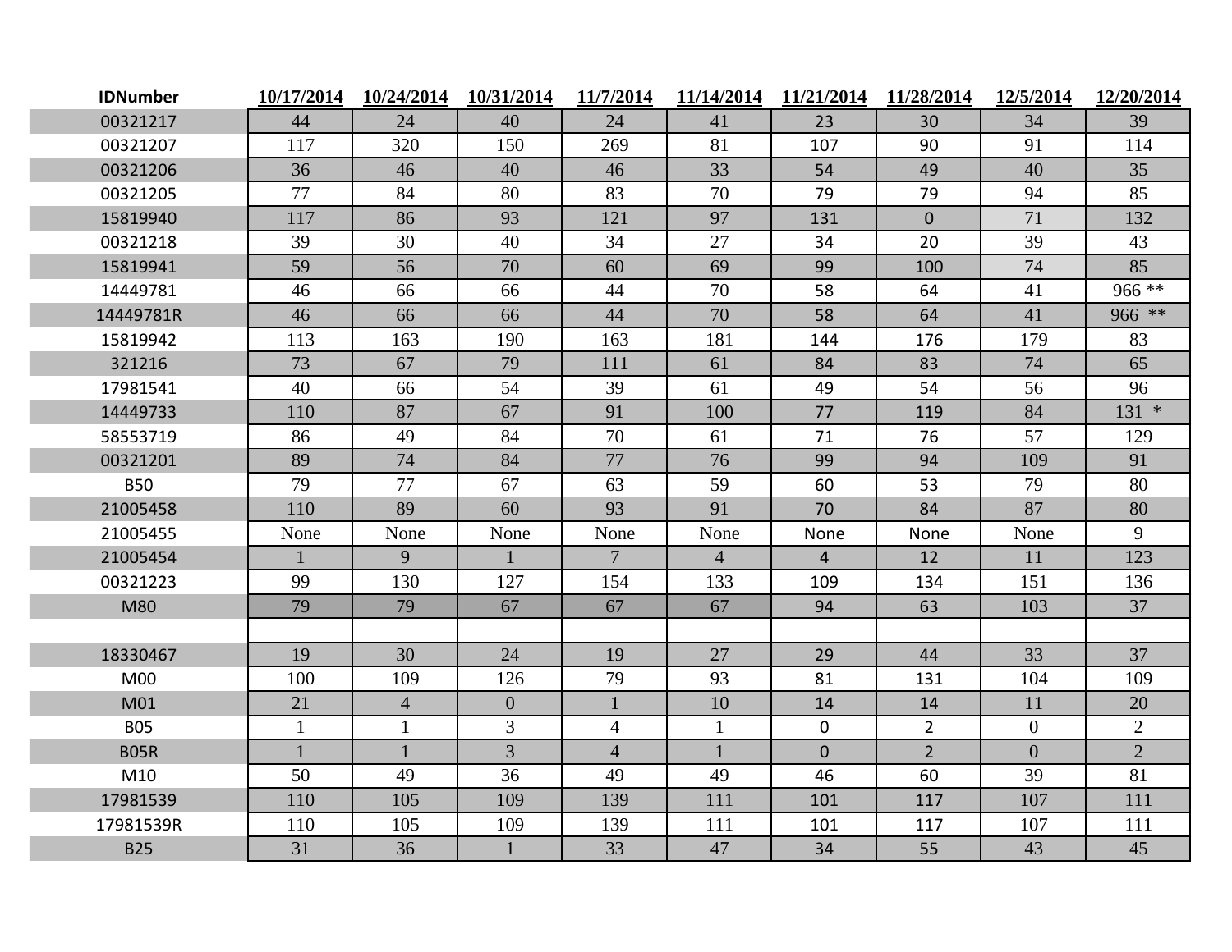| IDNumber | 10/17/2014 | 10/24/2014 | 10/31/2014 | 11/7/2014 | 11/14/2014 | 11/21/2014 | 11/28/2014 | 12/5/2014 | 12/20/2014 |
|---|---|---|---|---|---|---|---|---|---|
| 00321217 | 44 | 24 | 40 | 24 | 41 | 23 | 30 | 34 | 39 |
| 00321207 | 117 | 320 | 150 | 269 | 81 | 107 | 90 | 91 | 114 |
| 00321206 | 36 | 46 | 40 | 46 | 33 | 54 | 49 | 40 | 35 |
| 00321205 | 77 | 84 | 80 | 83 | 70 | 79 | 79 | 94 | 85 |
| 15819940 | 117 | 86 | 93 | 121 | 97 | 131 | 0 | 71 | 132 |
| 00321218 | 39 | 30 | 40 | 34 | 27 | 34 | 20 | 39 | 43 |
| 15819941 | 59 | 56 | 70 | 60 | 69 | 99 | 100 | 74 | 85 |
| 14449781 | 46 | 66 | 66 | 44 | 70 | 58 | 64 | 41 | 966 ** |
| 14449781R | 46 | 66 | 66 | 44 | 70 | 58 | 64 | 41 | 966 ** |
| 15819942 | 113 | 163 | 190 | 163 | 181 | 144 | 176 | 179 | 83 |
| 321216 | 73 | 67 | 79 | 111 | 61 | 84 | 83 | 74 | 65 |
| 17981541 | 40 | 66 | 54 | 39 | 61 | 49 | 54 | 56 | 96 |
| 14449733 | 110 | 87 | 67 | 91 | 100 | 77 | 119 | 84 | 131 * |
| 58553719 | 86 | 49 | 84 | 70 | 61 | 71 | 76 | 57 | 129 |
| 00321201 | 89 | 74 | 84 | 77 | 76 | 99 | 94 | 109 | 91 |
| B50 | 79 | 77 | 67 | 63 | 59 | 60 | 53 | 79 | 80 |
| 21005458 | 110 | 89 | 60 | 93 | 91 | 70 | 84 | 87 | 80 |
| 21005455 | None | None | None | None | None | None | None | None | 9 |
| 21005454 | 1 | 9 | 1 | 7 | 4 | 4 | 12 | 11 | 123 |
| 00321223 | 99 | 130 | 127 | 154 | 133 | 109 | 134 | 151 | 136 |
| M80 | 79 | 79 | 67 | 67 | 67 | 94 | 63 | 103 | 37 |
| | | | | | | | | | |
| 18330467 | 19 | 30 | 24 | 19 | 27 | 29 | 44 | 33 | 37 |
| M00 | 100 | 109 | 126 | 79 | 93 | 81 | 131 | 104 | 109 |
| M01 | 21 | 4 | 0 | 1 | 10 | 14 | 14 | 11 | 20 |
| B05 | 1 | 1 | 3 | 4 | 1 | 0 | 2 | 0 | 2 |
| B05R | 1 | 1 | 3 | 4 | 1 | 0 | 2 | 0 | 2 |
| M10 | 50 | 49 | 36 | 49 | 49 | 46 | 60 | 39 | 81 |
| 17981539 | 110 | 105 | 109 | 139 | 111 | 101 | 117 | 107 | 111 |
| 17981539R | 110 | 105 | 109 | 139 | 111 | 101 | 117 | 107 | 111 |
| B25 | 31 | 36 | 1 | 33 | 47 | 34 | 55 | 43 | 45 |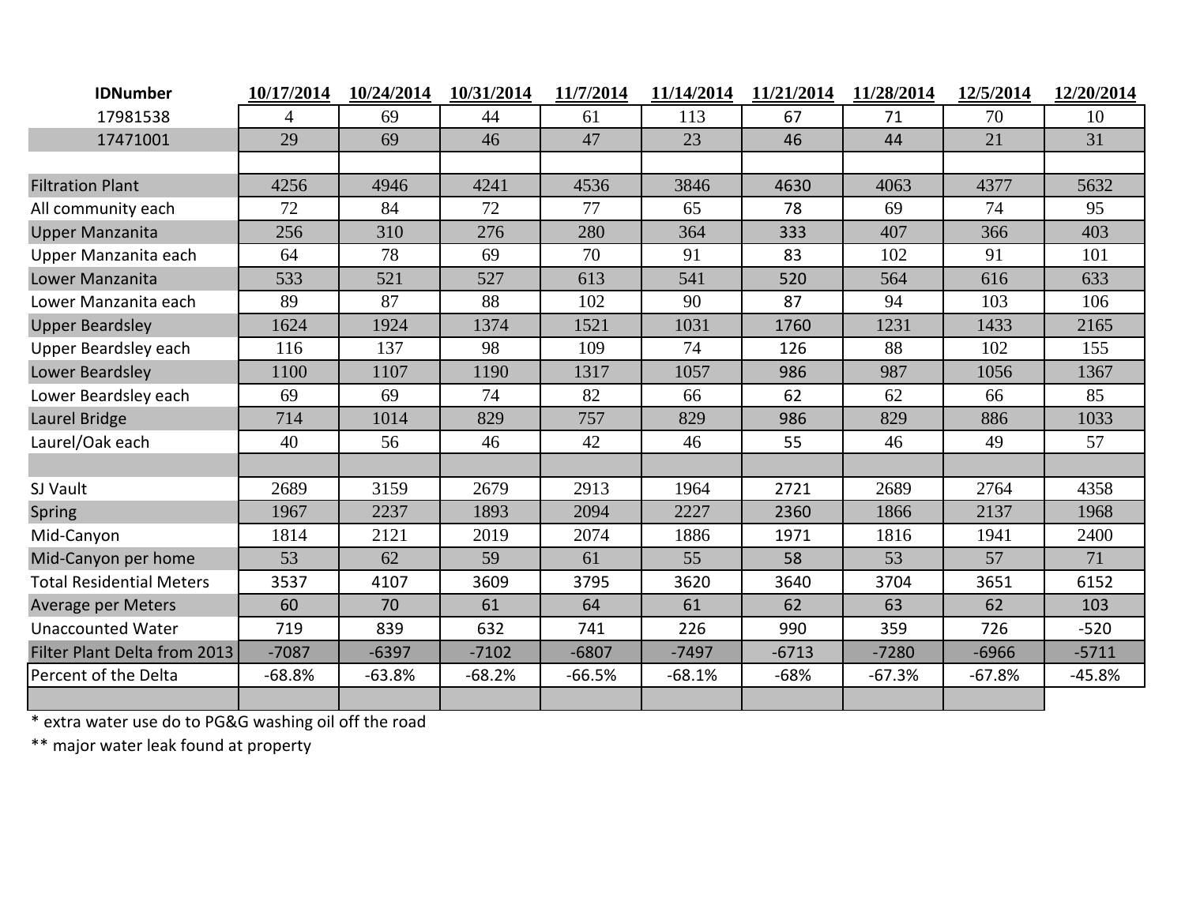| IDNumber | 10/17/2014 | 10/24/2014 | 10/31/2014 | 11/7/2014 | 11/14/2014 | 11/21/2014 | 11/28/2014 | 12/5/2014 | 12/20/2014 |
|---|---|---|---|---|---|---|---|---|---|
| 17981538 | 4 | 69 | 44 | 61 | 113 | 67 | 71 | 70 | 10 |
| 17471001 | 29 | 69 | 46 | 47 | 23 | 46 | 44 | 21 | 31 |
| | | | | | | | | | |
| Filtration Plant | 4256 | 4946 | 4241 | 4536 | 3846 | 4630 | 4063 | 4377 | 5632 |
| All community each | 72 | 84 | 72 | 77 | 65 | 78 | 69 | 74 | 95 |
| Upper Manzanita | 256 | 310 | 276 | 280 | 364 | 333 | 407 | 366 | 403 |
| Upper Manzanita each | 64 | 78 | 69 | 70 | 91 | 83 | 102 | 91 | 101 |
| Lower Manzanita | 533 | 521 | 527 | 613 | 541 | 520 | 564 | 616 | 633 |
| Lower Manzanita each | 89 | 87 | 88 | 102 | 90 | 87 | 94 | 103 | 106 |
| Upper Beardsley | 1624 | 1924 | 1374 | 1521 | 1031 | 1760 | 1231 | 1433 | 2165 |
| Upper Beardsley each | 116 | 137 | 98 | 109 | 74 | 126 | 88 | 102 | 155 |
| Lower Beardsley | 1100 | 1107 | 1190 | 1317 | 1057 | 986 | 987 | 1056 | 1367 |
| Lower Beardsley each | 69 | 69 | 74 | 82 | 66 | 62 | 62 | 66 | 85 |
| Laurel Bridge | 714 | 1014 | 829 | 757 | 829 | 986 | 829 | 886 | 1033 |
| Laurel/Oak each | 40 | 56 | 46 | 42 | 46 | 55 | 46 | 49 | 57 |
| | | | | | | | | | |
| SJ Vault | 2689 | 3159 | 2679 | 2913 | 1964 | 2721 | 2689 | 2764 | 4358 |
| Spring | 1967 | 2237 | 1893 | 2094 | 2227 | 2360 | 1866 | 2137 | 1968 |
| Mid-Canyon | 1814 | 2121 | 2019 | 2074 | 1886 | 1971 | 1816 | 1941 | 2400 |
| Mid-Canyon per home | 53 | 62 | 59 | 61 | 55 | 58 | 53 | 57 | 71 |
| Total Residential Meters | 3537 | 4107 | 3609 | 3795 | 3620 | 3640 | 3704 | 3651 | 6152 |
| Average per Meters | 60 | 70 | 61 | 64 | 61 | 62 | 63 | 62 | 103 |
| Unaccounted Water | 719 | 839 | 632 | 741 | 226 | 990 | 359 | 726 | -520 |
| Filter Plant Delta from 2013 | -7087 | -6397 | -7102 | -6807 | -7497 | -6713 | -7280 | -6966 | -5711 |
| Percent of the Delta | -68.8% | -63.8% | -68.2% | -66.5% | -68.1% | -68% | -67.3% | -67.8% | -45.8% |
| | | | | | | | | | |

* extra water use do to PG&G washing oil off the road

** major water leak found at property